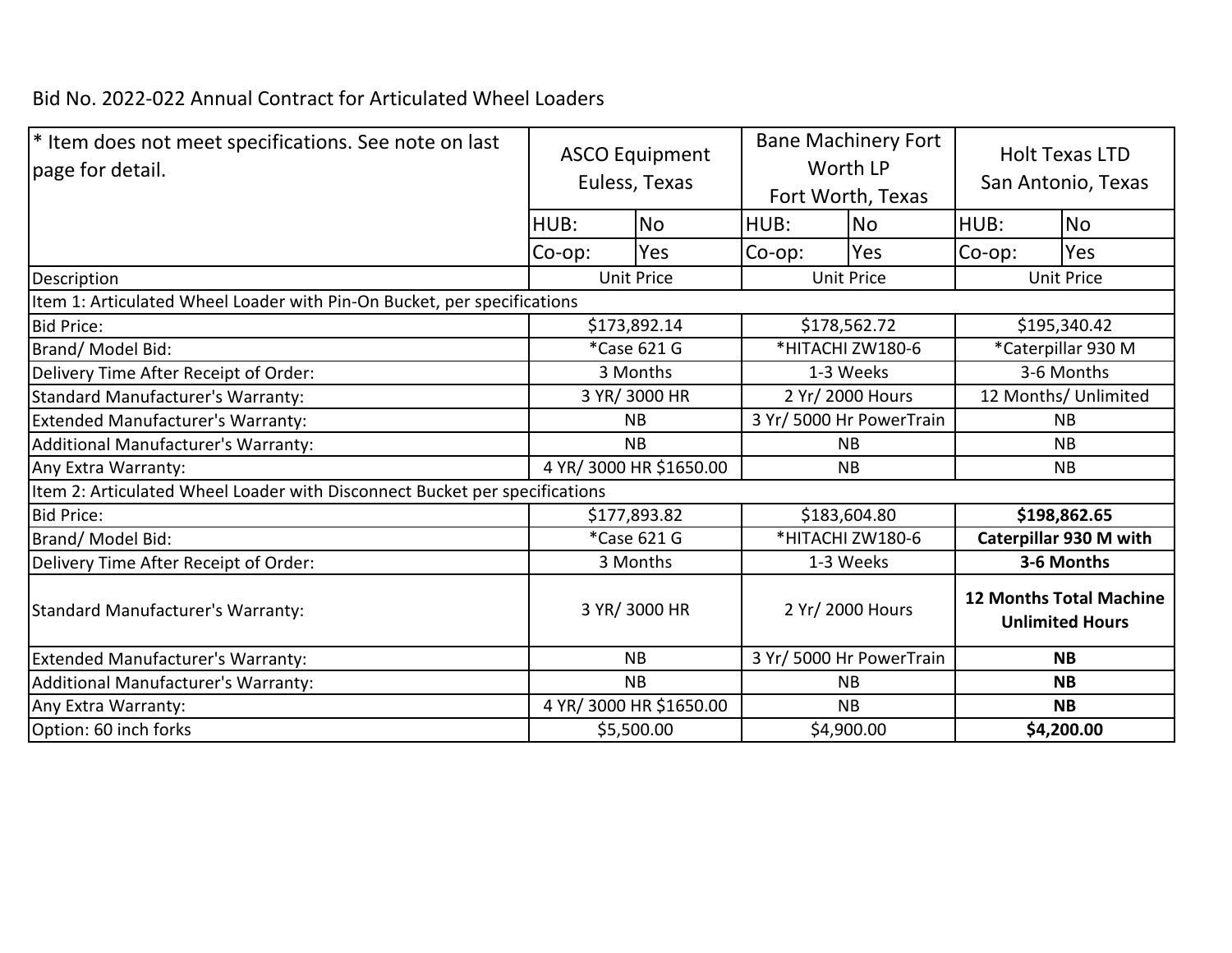Bid No. 2022-022 Annual Contract for Articulated Wheel Loaders

| * Item does not meet specifications. See note on last page for detail. | ASCO Equipment Euless, Texas | | Bane Machinery Fort Worth LP Fort Worth, Texas | | Holt Texas LTD San Antonio, Texas | |
|---|---|---|---|---|---|---|
| | HUB: | No | HUB: | No | HUB: | No |
| | Co-op: | Yes | Co-op: | Yes | Co-op: | Yes |
| Description | Unit Price | | Unit Price | | Unit Price | |
| Item 1: Articulated Wheel Loader with Pin-On Bucket, per specifications | | | | | | |
| Bid Price: | $173,892.14 | | $178,562.72 | | $195,340.42 | |
| Brand/ Model Bid: | *Case 621 G | | *HITACHI ZW180-6 | | *Caterpillar 930 M | |
| Delivery Time After Receipt of Order: | 3 Months | | 1-3 Weeks | | 3-6 Months | |
| Standard Manufacturer's Warranty: | 3 YR/ 3000 HR | | 2 Yr/ 2000 Hours | | 12 Months/ Unlimited | |
| Extended Manufacturer's Warranty: | NB | | 3 Yr/ 5000 Hr PowerTrain | | NB | |
| Additional Manufacturer's Warranty: | NB | | NB | | NB | |
| Any Extra Warranty: | 4 YR/ 3000 HR $1650.00 | | NB | | NB | |
| Item 2: Articulated Wheel Loader with Disconnect Bucket per specifications | | | | | | |
| Bid Price: | $177,893.82 | | $183,604.80 | | **$198,862.65** | |
| Brand/ Model Bid: | *Case 621 G | | *HITACHI ZW180-6 | | **Caterpillar 930 M with** | |
| Delivery Time After Receipt of Order: | 3 Months | | 1-3 Weeks | | **3-6 Months** | |
| Standard Manufacturer's Warranty: | 3 YR/ 3000 HR | | 2 Yr/ 2000 Hours | | **12 Months Total Machine Unlimited Hours** | |
| Extended Manufacturer's Warranty: | NB | | 3 Yr/ 5000 Hr PowerTrain | | **NB** | |
| Additional Manufacturer's Warranty: | NB | | NB | | **NB** | |
| Any Extra Warranty: | 4 YR/ 3000 HR $1650.00 | | NB | | **NB** | |
| Option: 60 inch forks | $5,500.00 | | $4,900.00 | | **$4,200.00** | |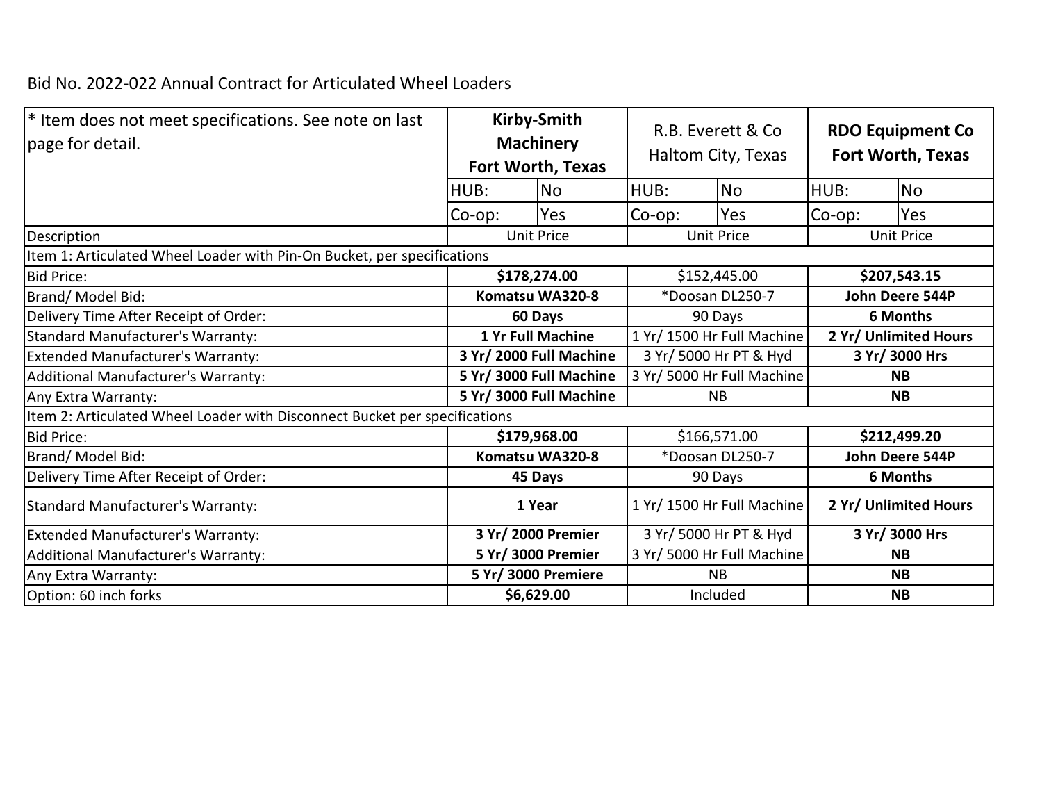Bid No. 2022-022 Annual Contract for Articulated Wheel Loaders

| * Item does not meet specifications. See note on last page for detail. | **Kirby-Smith Machinery Fort Worth, Texas** | | R.B. Everett & Co Haltom City, Texas | | **RDO Equipment Co Fort Worth, Texas** | |
|---|---|---|---|---|---|---|
| | HUB: | No | HUB: | No | HUB: | No |
| | Co-op: | Yes | Co-op: | Yes | Co-op: | Yes |
| Description | Unit Price | | Unit Price | | Unit Price | |
| Item 1: Articulated Wheel Loader with Pin-On Bucket, per specifications | | | | | | |
| Bid Price: | **$178,274.00** | | $152,445.00 | | **$207,543.15** | |
| Brand/ Model Bid: | **Komatsu WA320-8** | | *Doosan DL250-7 | | **John Deere 544P** | |
| Delivery Time After Receipt of Order: | **60 Days** | | 90 Days | | **6 Months** | |
| Standard Manufacturer's Warranty: | **1 Yr Full Machine** | | 1 Yr/ 1500 Hr Full Machine | | **2 Yr/ Unlimited Hours** | |
| Extended Manufacturer's Warranty: | **3 Yr/ 2000 Full Machine** | | 3 Yr/ 5000 Hr PT & Hyd | | **3 Yr/ 3000 Hrs** | |
| Additional Manufacturer's Warranty: | **5 Yr/ 3000 Full Machine** | | 3 Yr/ 5000 Hr Full Machine | | **NB** | |
| Any Extra Warranty: | **5 Yr/ 3000 Full Machine** | | NB | | **NB** | |
| Item 2: Articulated Wheel Loader with Disconnect Bucket per specifications | | | | | | |
| Bid Price: | **$179,968.00** | | $166,571.00 | | **$212,499.20** | |
| Brand/ Model Bid: | **Komatsu WA320-8** | | *Doosan DL250-7 | | **John Deere 544P** | |
| Delivery Time After Receipt of Order: | **45 Days** | | 90 Days | | **6 Months** | |
| Standard Manufacturer's Warranty: | **1 Year** | | 1 Yr/ 1500 Hr Full Machine | | **2 Yr/ Unlimited Hours** | |
| Extended Manufacturer's Warranty: | **3 Yr/ 2000 Premier** | | 3 Yr/ 5000 Hr PT & Hyd | | **3 Yr/ 3000 Hrs** | |
| Additional Manufacturer's Warranty: | **5 Yr/ 3000 Premier** | | 3 Yr/ 5000 Hr Full Machine | | **NB** | |
| Any Extra Warranty: | **5 Yr/ 3000 Premiere** | | NB | | **NB** | |
| Option: 60 inch forks | **$6,629.00** | | Included | | **NB** | |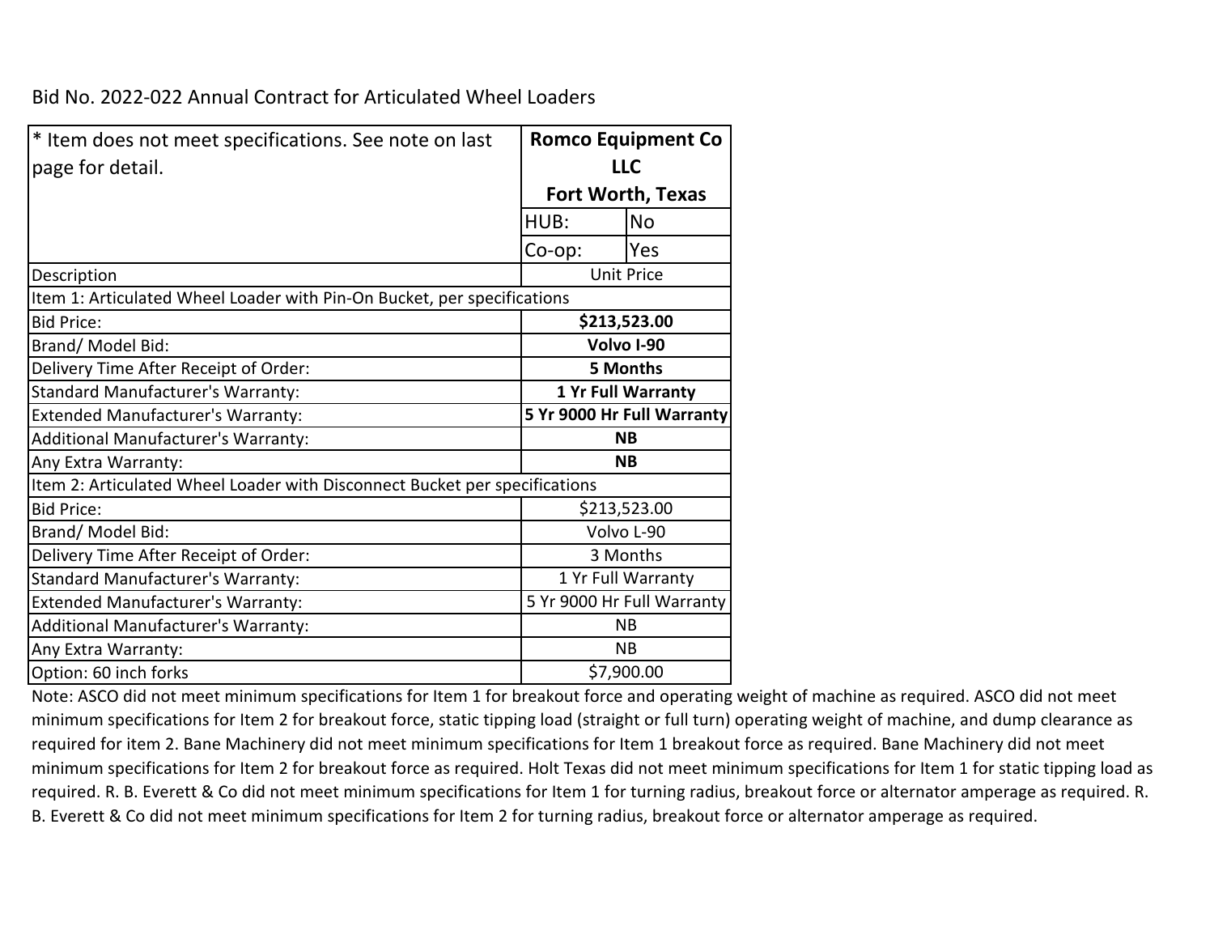Bid No. 2022-022 Annual Contract for Articulated Wheel Loaders

| * Item does not meet specifications. See note on last page for detail. | **Romco Equipment Co LLC Fort Worth, Texas** | |
|---|---|---|
| | HUB: | No |
| | Co-op: | Yes |
| Description | Unit Price | |
| Item 1: Articulated Wheel Loader with Pin-On Bucket, per specifications | | |
| Bid Price: | **$213,523.00** | |
| Brand/ Model Bid: | **Volvo I-90** | |
| Delivery Time After Receipt of Order: | **5 Months** | |
| Standard Manufacturer's Warranty: | **1 Yr Full Warranty** | |
| Extended Manufacturer's Warranty: | **5 Yr 9000 Hr Full Warranty** | |
| Additional Manufacturer's Warranty: | **NB** | |
| Any Extra Warranty: | **NB** | |
| Item 2: Articulated Wheel Loader with Disconnect Bucket per specifications | | |
| Bid Price: | $213,523.00 | |
| Brand/ Model Bid: | Volvo L-90 | |
| Delivery Time After Receipt of Order: | 3 Months | |
| Standard Manufacturer's Warranty: | 1 Yr Full Warranty | |
| Extended Manufacturer's Warranty: | 5 Yr 9000 Hr Full Warranty | |
| Additional Manufacturer's Warranty: | NB | |
| Any Extra Warranty: | NB | |
| Option: 60 inch forks | $7,900.00 | |

Note: ASCO did not meet minimum specifications for Item 1 for breakout force and operating weight of machine as required. ASCO did not meet minimum specifications for Item 2 for breakout force, static tipping load (straight or full turn) operating weight of machine, and dump clearance as required for item 2. Bane Machinery did not meet minimum specifications for Item 1 breakout force as required. Bane Machinery did not meet minimum specifications for Item 2 for breakout force as required. Holt Texas did not meet minimum specifications for Item 1 for static tipping load as required. R. B. Everett & Co did not meet minimum specifications for Item 1 for turning radius, breakout force or alternator amperage as required. R. B. Everett & Co did not meet minimum specifications for Item 2 for turning radius, breakout force or alternator amperage as required.